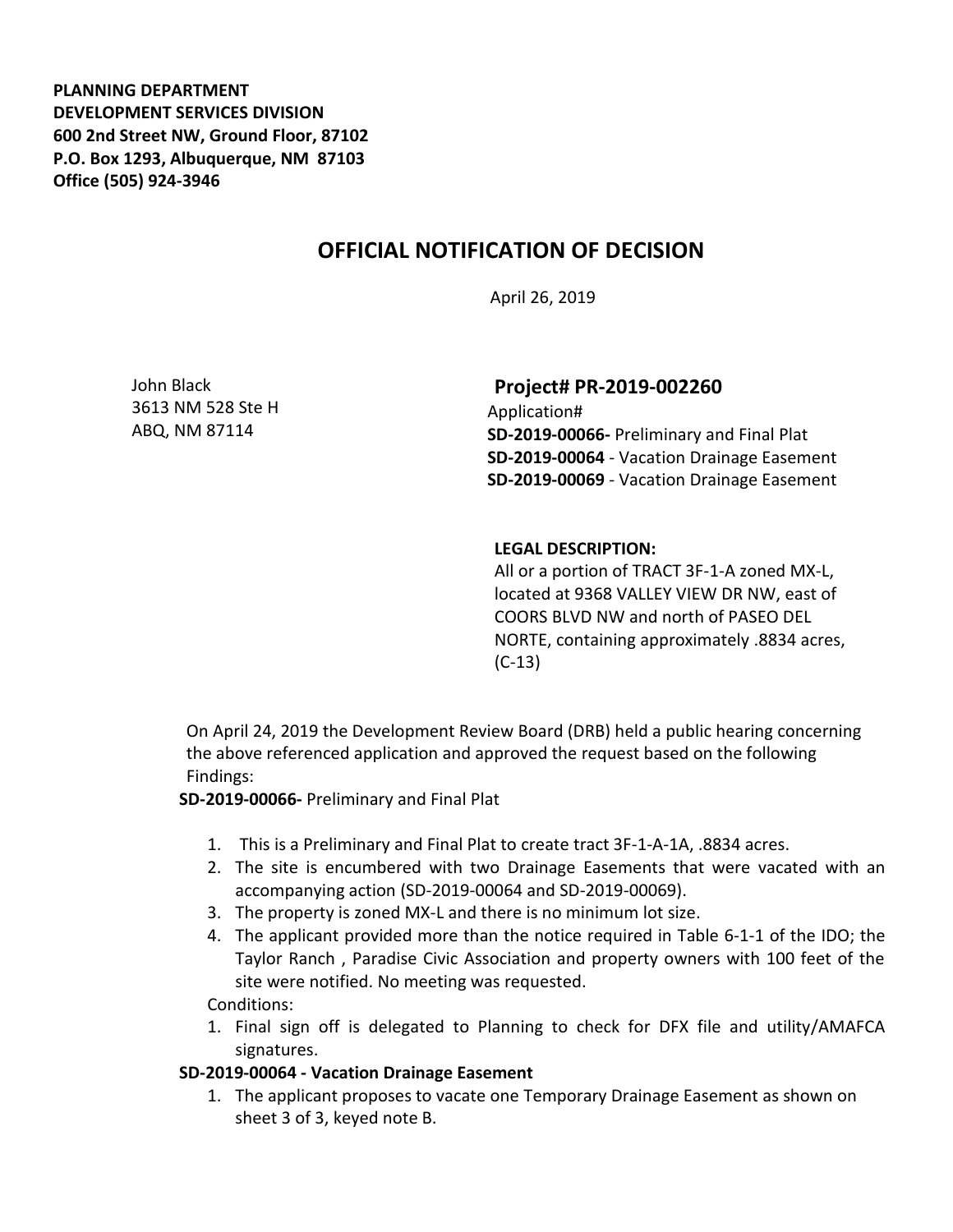**PLANNING DEPARTMENT**
**DEVELOPMENT SERVICES DIVISION**
**600 2nd Street NW, Ground Floor, 87102**
**P.O. Box 1293, Albuquerque, NM 87103**
**Office (505) 924-3946**

# OFFICIAL NOTIFICATION OF DECISION

April 26, 2019

John Black
3613 NM 528 Ste H
ABQ, NM 87114

**Project# PR-2019-002260**
Application#
**SD-2019-00066-** Preliminary and Final Plat
**SD-2019-00064** - Vacation Drainage Easement
**SD-2019-00069** - Vacation Drainage Easement

**LEGAL DESCRIPTION:**
All or a portion of TRACT 3F-1-A zoned MX-L, located at 9368 VALLEY VIEW DR NW, east of COORS BLVD NW and north of PASEO DEL NORTE, containing approximately .8834 acres, (C-13)

On April 24, 2019 the Development Review Board (DRB) held a public hearing concerning the above referenced application and approved the request based on the following Findings:

**SD-2019-00066-** Preliminary and Final Plat

1. This is a Preliminary and Final Plat to create tract 3F-1-A-1A, .8834 acres.
2. The site is encumbered with two Drainage Easements that were vacated with an accompanying action (SD-2019-00064 and SD-2019-00069).
3. The property is zoned MX-L and there is no minimum lot size.
4. The applicant provided more than the notice required in Table 6-1-1 of the IDO; the Taylor Ranch , Paradise Civic Association and property owners with 100 feet of the site were notified. No meeting was requested.

Conditions:

1. Final sign off is delegated to Planning to check for DFX file and utility/AMAFCA signatures.

**SD-2019-00064 - Vacation Drainage Easement**

1. The applicant proposes to vacate one Temporary Drainage Easement as shown on sheet 3 of 3, keyed note B.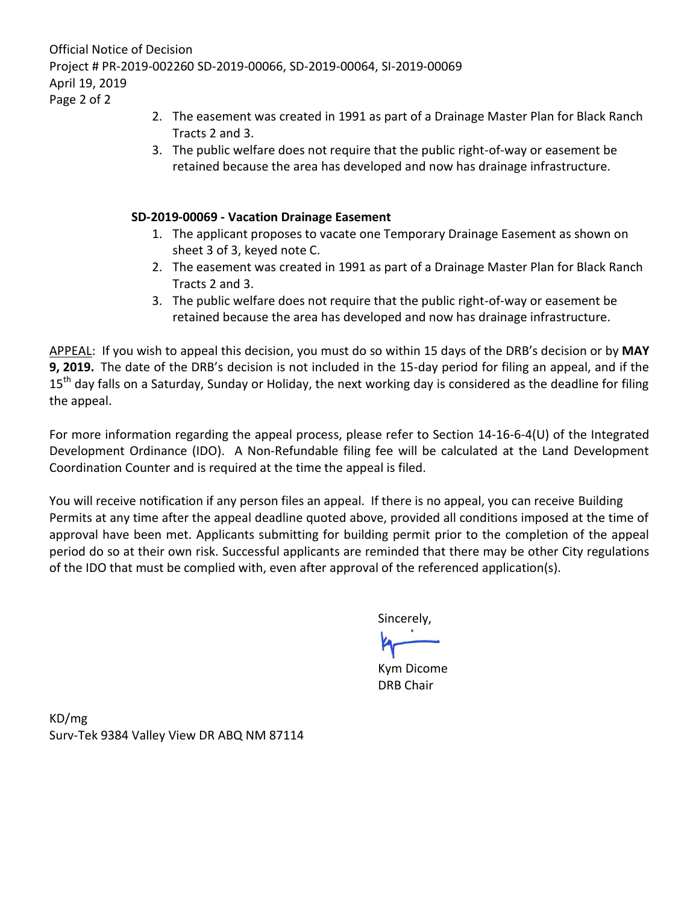2. The easement was created in 1991 as part of a Drainage Master Plan for Black Ranch Tracts 2 and 3.
3. The public welfare does not require that the public right-of-way or easement be retained because the area has developed and now has drainage infrastructure.

**SD-2019-00069 - Vacation Drainage Easement**

1. The applicant proposes to vacate one Temporary Drainage Easement as shown on sheet 3 of 3, keyed note C.
2. The easement was created in 1991 as part of a Drainage Master Plan for Black Ranch Tracts 2 and 3.
3. The public welfare does not require that the public right-of-way or easement be retained because the area has developed and now has drainage infrastructure.

APPEAL: If you wish to appeal this decision, you must do so within 15 days of the DRB's decision or by **MAY 9, 2019.** The date of the DRB's decision is not included in the 15-day period for filing an appeal, and if the 15th day falls on a Saturday, Sunday or Holiday, the next working day is considered as the deadline for filing the appeal.

For more information regarding the appeal process, please refer to Section 14-16-6-4(U) of the Integrated Development Ordinance (IDO). A Non-Refundable filing fee will be calculated at the Land Development Coordination Counter and is required at the time the appeal is filed.

You will receive notification if any person files an appeal. If there is no appeal, you can receive Building Permits at any time after the appeal deadline quoted above, provided all conditions imposed at the time of approval have been met. Applicants submitting for building permit prior to the completion of the appeal period do so at their own risk. Successful applicants are reminded that there may be other City regulations of the IDO that must be complied with, even after approval of the referenced application(s).

Sincerely,

Kym Dicome
DRB Chair

KD/mg
Surv-Tek 9384 Valley View DR ABQ NM 87114